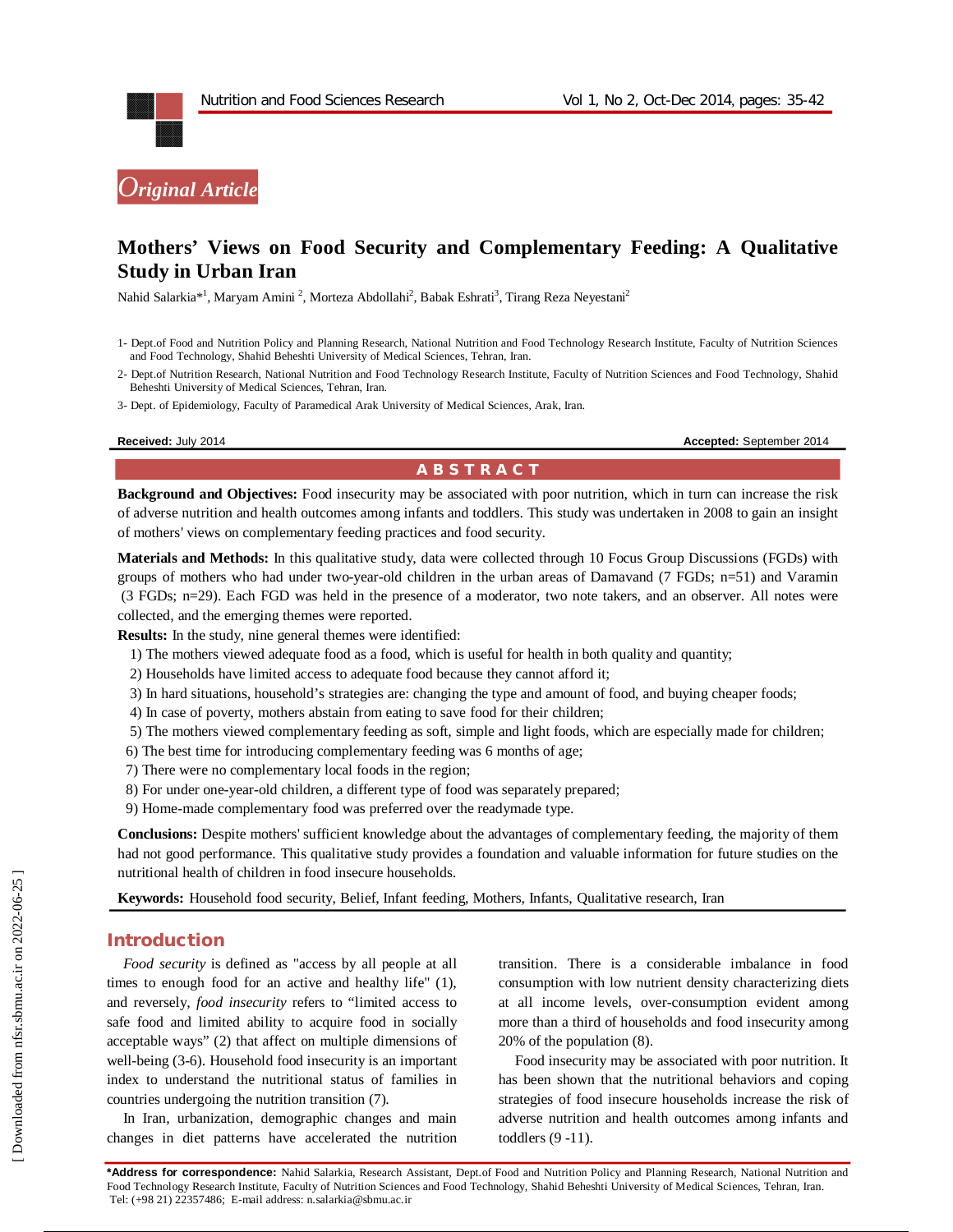*Original Article*

# Mothers' Views on Food Security and Complementary Feeding: A Qualitative Study in Urban Iran

Nahid Salarkia*[1], Maryam Amini [2], Morteza Abdollahi[2], Babak Eshrati[3], Tirang Reza Neyestani[2]

1- Dept.of Food and Nutrition Policy and Planning Research, National Nutrition and Food Technology Research Institute, Faculty of Nutrition Sciences and Food Technology, Shahid Beheshti University of Medical Sciences, Tehran, Iran.

2- Dept.of Nutrition Research, National Nutrition and Food Technology Research Institute, Faculty of Nutrition Sciences and Food Technology, Shahid Beheshti University of Medical Sciences, Tehran, Iran.

3- Dept. of Epidemiology, Faculty of Paramedical Arak University of Medical Sciences, Arak, Iran.

**Received:** July 2014 **Accepted:** September 2014

## ABSTRACT

**Background and Objectives:** Food insecurity may be associated with poor nutrition, which in turn can increase the risk of adverse nutrition and health outcomes among infants and toddlers. This study was undertaken in 2008 to gain an insight of mothers' views on complementary feeding practices and food security.

**Materials and Methods:** In this qualitative study, data were collected through 10 Focus Group Discussions (FGDs) with groups of mothers who had under two-year-old children in the urban areas of Damavand (7 FGDs; n=51) and Varamin (3 FGDs; n=29). Each FGD was held in the presence of a moderator, two note takers, and an observer. All notes were collected, and the emerging themes were reported.

**Results:** In the study, nine general themes were identified:

1) The mothers viewed adequate food as a food, which is useful for health in both quality and quantity;
2) Households have limited access to adequate food because they cannot afford it;
3) In hard situations, household's strategies are: changing the type and amount of food, and buying cheaper foods;
4) In case of poverty, mothers abstain from eating to save food for their children;
5) The mothers viewed complementary feeding as soft, simple and light foods, which are especially made for children;
6) The best time for introducing complementary feeding was 6 months of age;
7) There were no complementary local foods in the region;
8) For under one-year-old children, a different type of food was separately prepared;
9) Home-made complementary food was preferred over the readymade type.

**Conclusions:** Despite mothers' sufficient knowledge about the advantages of complementary feeding, the majority of them had not good performance. This qualitative study provides a foundation and valuable information for future studies on the nutritional health of children in food insecure households.

**Keywords:** Household food security, Belief, Infant feeding, Mothers, Infants, Qualitative research, Iran

## Introduction

*Food security* is defined as "access by all people at all times to enough food for an active and healthy life" (1), and reversely, *food insecurity* refers to "limited access to safe food and limited ability to acquire food in socially acceptable ways" (2) that affect on multiple dimensions of well-being (3-6). Household food insecurity is an important index to understand the nutritional status of families in countries undergoing the nutrition transition (7).

In Iran, urbanization, demographic changes and main changes in diet patterns have accelerated the nutrition transition. There is a considerable imbalance in food consumption with low nutrient density characterizing diets at all income levels, over-consumption evident among more than a third of households and food insecurity among 20% of the population (8).

Food insecurity may be associated with poor nutrition. It has been shown that the nutritional behaviors and coping strategies of food insecure households increase the risk of adverse nutrition and health outcomes among infants and toddlers (9 -11).

**\*Address for correspondence:** Nahid Salarkia, Research Assistant, Dept.of Food and Nutrition Policy and Planning Research, National Nutrition and Food Technology Research Institute, Faculty of Nutrition Sciences and Food Technology, Shahid Beheshti University of Medical Sciences, Tehran, Iran. Tel: (+98 21) 22357486; E-mail address: n.salarkia@sbmu.ac.ir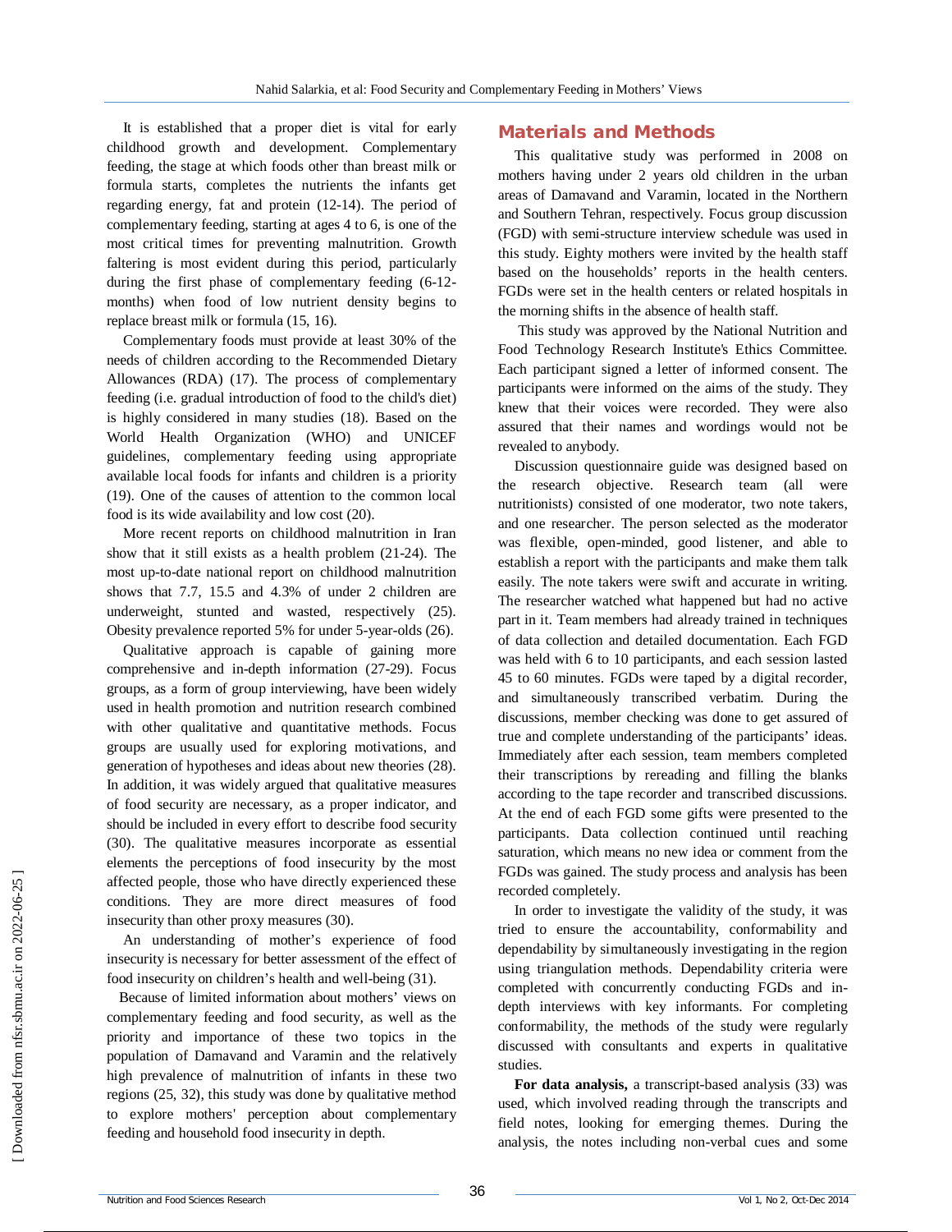It is established that a proper diet is vital for early childhood growth and development. Complementary feeding, the stage at which foods other than breast milk or formula starts, completes the nutrients the infants get regarding energy, fat and protein (12-14). The period of complementary feeding, starting at ages 4 to 6, is one of the most critical times for preventing malnutrition. Growth faltering is most evident during this period, particularly during the first phase of complementary feeding (6-12-months) when food of low nutrient density begins to replace breast milk or formula (15, 16).

Complementary foods must provide at least 30% of the needs of children according to the Recommended Dietary Allowances (RDA) (17). The process of complementary feeding (i.e. gradual introduction of food to the child's diet) is highly considered in many studies (18). Based on the World Health Organization (WHO) and UNICEF guidelines, complementary feeding using appropriate available local foods for infants and children is a priority (19). One of the causes of attention to the common local food is its wide availability and low cost (20).

More recent reports on childhood malnutrition in Iran show that it still exists as a health problem (21-24). The most up-to-date national report on childhood malnutrition shows that 7.7, 15.5 and 4.3% of under 2 children are underweight, stunted and wasted, respectively (25). Obesity prevalence reported 5% for under 5-year-olds (26).

Qualitative approach is capable of gaining more comprehensive and in-depth information (27-29). Focus groups, as a form of group interviewing, have been widely used in health promotion and nutrition research combined with other qualitative and quantitative methods. Focus groups are usually used for exploring motivations, and generation of hypotheses and ideas about new theories (28). In addition, it was widely argued that qualitative measures of food security are necessary, as a proper indicator, and should be included in every effort to describe food security (30). The qualitative measures incorporate as essential elements the perceptions of food insecurity by the most affected people, those who have directly experienced these conditions. They are more direct measures of food insecurity than other proxy measures (30).

An understanding of mother's experience of food insecurity is necessary for better assessment of the effect of food insecurity on children's health and well-being (31).

Because of limited information about mothers' views on complementary feeding and food security, as well as the priority and importance of these two topics in the population of Damavand and Varamin and the relatively high prevalence of malnutrition of infants in these two regions (25, 32), this study was done by qualitative method to explore mothers' perception about complementary feeding and household food insecurity in depth.

## Materials and Methods

This qualitative study was performed in 2008 on mothers having under 2 years old children in the urban areas of Damavand and Varamin, located in the Northern and Southern Tehran, respectively. Focus group discussion (FGD) with semi-structure interview schedule was used in this study. Eighty mothers were invited by the health staff based on the households' reports in the health centers. FGDs were set in the health centers or related hospitals in the morning shifts in the absence of health staff.

This study was approved by the National Nutrition and Food Technology Research Institute's Ethics Committee. Each participant signed a letter of informed consent. The participants were informed on the aims of the study. They knew that their voices were recorded. They were also assured that their names and wordings would not be revealed to anybody.

Discussion questionnaire guide was designed based on the research objective. Research team (all were nutritionists) consisted of one moderator, two note takers, and one researcher. The person selected as the moderator was flexible, open-minded, good listener, and able to establish a report with the participants and make them talk easily. The note takers were swift and accurate in writing. The researcher watched what happened but had no active part in it. Team members had already trained in techniques of data collection and detailed documentation. Each FGD was held with 6 to 10 participants, and each session lasted 45 to 60 minutes. FGDs were taped by a digital recorder, and simultaneously transcribed verbatim. During the discussions, member checking was done to get assured of true and complete understanding of the participants' ideas. Immediately after each session, team members completed their transcriptions by rereading and filling the blanks according to the tape recorder and transcribed discussions. At the end of each FGD some gifts were presented to the participants. Data collection continued until reaching saturation, which means no new idea or comment from the FGDs was gained. The study process and analysis has been recorded completely.

In order to investigate the validity of the study, it was tried to ensure the accountability, conformability and dependability by simultaneously investigating in the region using triangulation methods. Dependability criteria were completed with concurrently conducting FGDs and in-depth interviews with key informants. For completing conformability, the methods of the study were regularly discussed with consultants and experts in qualitative studies.

**For data analysis,** a transcript-based analysis (33) was used, which involved reading through the transcripts and field notes, looking for emerging themes. During the analysis, the notes including non-verbal cues and some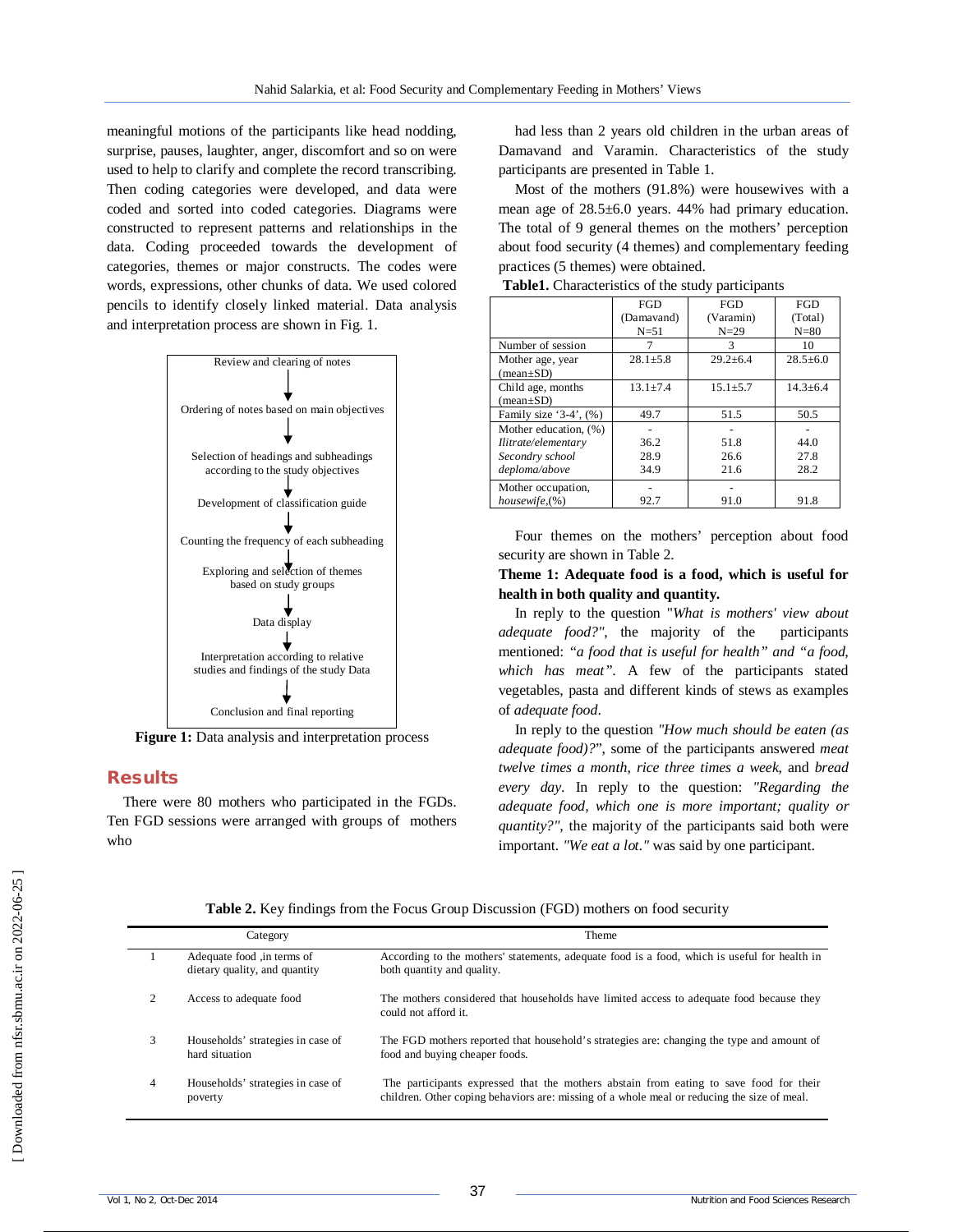meaningful motions of the participants like head nodding, surprise, pauses, laughter, anger, discomfort and so on were used to help to clarify and complete the record transcribing. Then coding categories were developed, and data were coded and sorted into coded categories. Diagrams were constructed to represent patterns and relationships in the data. Coding proceeded towards the development of categories, themes or major constructs. The codes were words, expressions, other chunks of data. We used colored pencils to identify closely linked material. Data analysis and interpretation process are shown in Fig. 1.

Review and clearing of notes
↓
Ordering of notes based on main objectives
↓
Selection of headings and subheadings according to the study objectives
↓
Development of classification guide
↓
Counting the frequency of each subheading
↓
Exploring and selection of themes based on study groups
↓
Data display
↓
Interpretation according to relative studies and findings of the study Data
↓
Conclusion and final reporting

**Figure 1:** Data analysis and interpretation process

## Results

There were 80 mothers who participated in the FGDs. Ten FGD sessions were arranged with groups of mothers who had less than 2 years old children in the urban areas of Damavand and Varamin. Characteristics of the study participants are presented in Table 1.

Most of the mothers (91.8%) were housewives with a mean age of 28.5±6.0 years. 44% had primary education. The total of 9 general themes on the mothers' perception about food security (4 themes) and complementary feeding practices (5 themes) were obtained.

**Table1.** Characteristics of the study participants

| | FGD (Damavand) N=51 | FGD (Varamin) N=29 | FGD (Total) N=80 |
|---|---|---|---|
| Number of session | 7 | 3 | 10 |
| Mother age, year (mean±SD) | 28.1±5.8 | 29.2±6.4 | 28.5±6.0 |
| Child age, months (mean±SD) | 13.1±7.4 | 15.1±5.7 | 14.3±6.4 |
| Family size '3-4', (%) | 49.7 | 51.5 | 50.5 |
| Mother education, (%) | - | - | - |
| *Ilitrate/elementary* | 36.2 | 51.8 | 44.0 |
| *Secondry school* | 28.9 | 26.6 | 27.8 |
| *deploma/above* | 34.9 | 21.6 | 28.2 |
| Mother occupation, *housewife*,(%) | - 92.7 | - 91.0 | 91.8 |

Four themes on the mothers' perception about food security are shown in Table 2.

**Theme 1: Adequate food is a food, which is useful for health in both quality and quantity.**

In reply to the question "*What is mothers' view about adequate food?"*, the majority of the participants mentioned: *"a food that is useful for health" and "a food, which has meat"*. A few of the participants stated vegetables, pasta and different kinds of stews as examples of *adequate food*.

In reply to the question *"How much should be eaten (as adequate food)?*", some of the participants answered *meat twelve times a month, rice three times a week*, and *bread every day*. In reply to the question: *"Regarding the adequate food, which one is more important; quality or quantity?"*, the majority of the participants said both were important. *"We eat a lot."* was said by one participant.

**Table 2.** Key findings from the Focus Group Discussion (FGD) mothers on food security

| | Category | Theme |
|---|---|---|
| 1 | Adequate food ,in terms of dietary quality, and quantity | According to the mothers' statements, adequate food is a food, which is useful for health in both quantity and quality. |
| 2 | Access to adequate food | The mothers considered that households have limited access to adequate food because they could not afford it. |
| 3 | Households' strategies in case of hard situation | The FGD mothers reported that household's strategies are: changing the type and amount of food and buying cheaper foods. |
| 4 | Households' strategies in case of poverty | The participants expressed that the mothers abstain from eating to save food for their children. Other coping behaviors are: missing of a whole meal or reducing the size of meal. |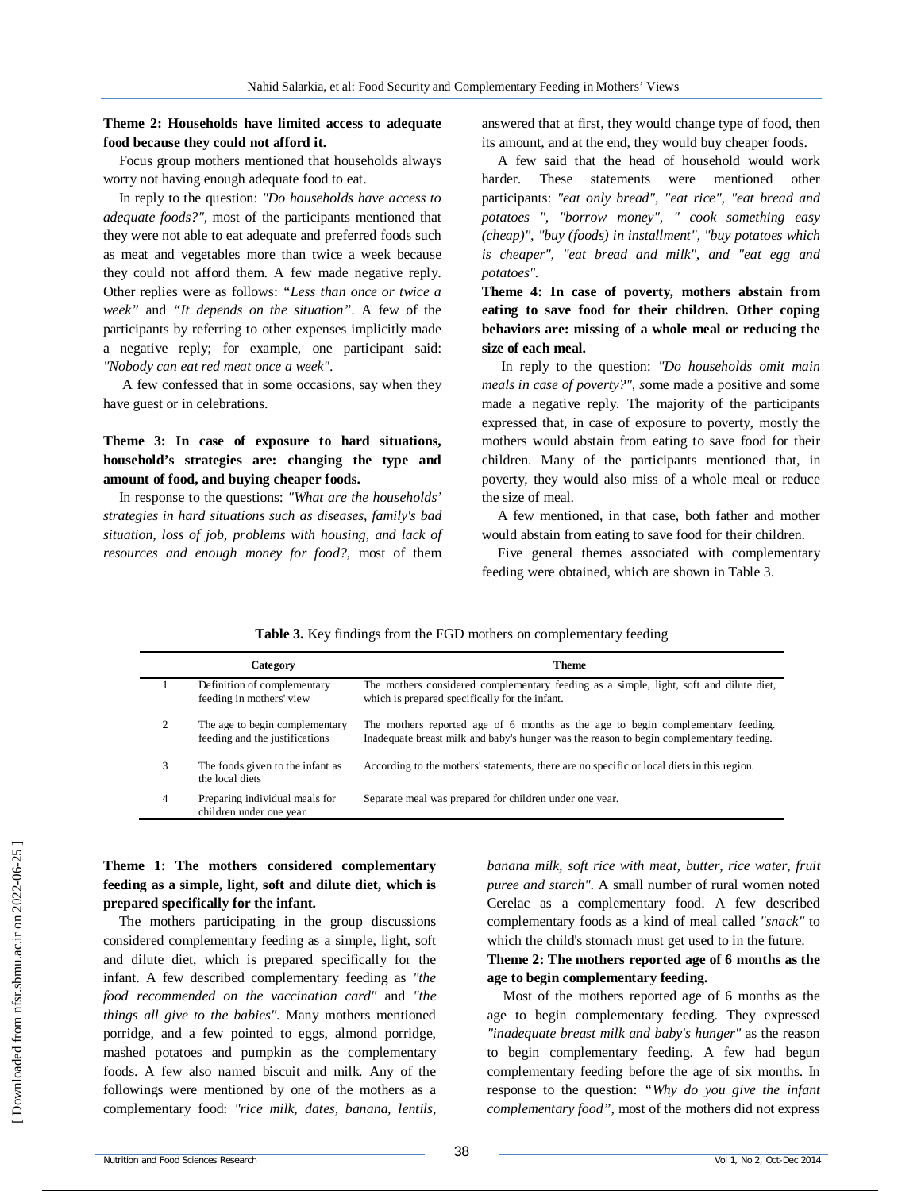**Theme 2: Households have limited access to adequate food because they could not afford it.**

Focus group mothers mentioned that households always worry not having enough adequate food to eat.

In reply to the question: *"Do households have access to adequate foods?"*, most of the participants mentioned that they were not able to eat adequate and preferred foods such as meat and vegetables more than twice a week because they could not afford them. A few made negative reply. Other replies were as follows: *"Less than once or twice a week"* and *"It depends on the situation"*. A few of the participants by referring to other expenses implicitly made a negative reply; for example, one participant said: *"Nobody can eat red meat once a week"*.

A few confessed that in some occasions, say when they have guest or in celebrations.

**Theme 3: In case of exposure to hard situations, household's strategies are: changing the type and amount of food, and buying cheaper foods.**

In response to the questions: *"What are the households' strategies in hard situations such as diseases, family's bad situation, loss of job, problems with housing, and lack of resources and enough money for food?*, most of them answered that at first, they would change type of food, then its amount, and at the end, they would buy cheaper foods.

A few said that the head of household would work harder. These statements were mentioned other participants: *"eat only bread", "eat rice", "eat bread and potatoes ", "borrow money", " cook something easy (cheap)", "buy (foods) in installment", "buy potatoes which is cheaper", "eat bread and milk", and "eat egg and potatoes".*

**Theme 4: In case of poverty, mothers abstain from eating to save food for their children. Other coping behaviors are: missing of a whole meal or reducing the size of each meal.**

In reply to the question: *"Do households omit main meals in case of poverty?"*, some made a positive and some made a negative reply. The majority of the participants expressed that, in case of exposure to poverty, mostly the mothers would abstain from eating to save food for their children. Many of the participants mentioned that, in poverty, they would also miss of a whole meal or reduce the size of meal.

A few mentioned, in that case, both father and mother would abstain from eating to save food for their children.

Five general themes associated with complementary feeding were obtained, which are shown in Table 3.

**Table 3.** Key findings from the FGD mothers on complementary feeding

| | Category | Theme |
|---|---|---|
| 1 | Definition of complementary feeding in mothers' view | The mothers considered complementary feeding as a simple, light, soft and dilute diet, which is prepared specifically for the infant. |
| 2 | The age to begin complementary feeding and the justifications | The mothers reported age of 6 months as the age to begin complementary feeding. Inadequate breast milk and baby's hunger was the reason to begin complementary feeding. |
| 3 | The foods given to the infant as the local diets | According to the mothers' statements, there are no specific or local diets in this region. |
| 4 | Preparing individual meals for children under one year | Separate meal was prepared for children under one year. |

**Theme 1: The mothers considered complementary feeding as a simple, light, soft and dilute diet, which is prepared specifically for the infant.**

The mothers participating in the group discussions considered complementary feeding as a simple, light, soft and dilute diet, which is prepared specifically for the infant. A few described complementary feeding as *"the food recommended on the vaccination card"* and *"the things all give to the babies"*. Many mothers mentioned porridge, and a few pointed to eggs, almond porridge, mashed potatoes and pumpkin as the complementary foods. A few also named biscuit and milk. Any of the followings were mentioned by one of the mothers as a complementary food: *"rice milk, dates, banana, lentils, banana milk, soft rice with meat, butter, rice water, fruit puree and starch"*. A small number of rural women noted Cerelac as a complementary food. A few described complementary foods as a kind of meal called *"snack"* to which the child's stomach must get used to in the future.

**Theme 2: The mothers reported age of 6 months as the age to begin complementary feeding.**

Most of the mothers reported age of 6 months as the age to begin complementary feeding. They expressed *"inadequate breast milk and baby's hunger"* as the reason to begin complementary feeding. A few had begun complementary feeding before the age of six months. In response to the question: *"Why do you give the infant complementary food"*, most of the mothers did not express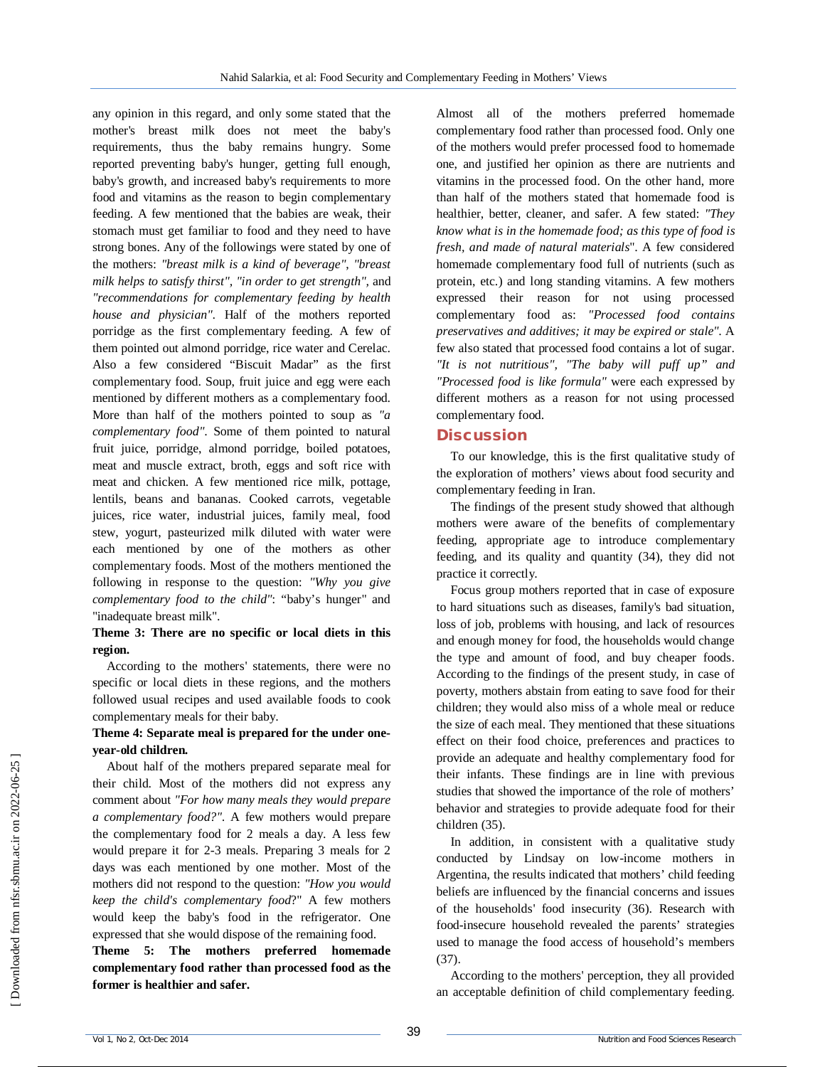any opinion in this regard, and only some stated that the mother's breast milk does not meet the baby's requirements, thus the baby remains hungry. Some reported preventing baby's hunger, getting full enough, baby's growth, and increased baby's requirements to more food and vitamins as the reason to begin complementary feeding. A few mentioned that the babies are weak, their stomach must get familiar to food and they need to have strong bones. Any of the followings were stated by one of the mothers: *"breast milk is a kind of beverage"*, *"breast milk helps to satisfy thirst"*, *"in order to get strength"*, and *"recommendations for complementary feeding by health house and physician"*. Half of the mothers reported porridge as the first complementary feeding. A few of them pointed out almond porridge, rice water and Cerelac. Also a few considered "Biscuit Madar" as the first complementary food. Soup, fruit juice and egg were each mentioned by different mothers as a complementary food. More than half of the mothers pointed to soup as *"a complementary food"*. Some of them pointed to natural fruit juice, porridge, almond porridge, boiled potatoes, meat and muscle extract, broth, eggs and soft rice with meat and chicken. A few mentioned rice milk, pottage, lentils, beans and bananas. Cooked carrots, vegetable juices, rice water, industrial juices, family meal, food stew, yogurt, pasteurized milk diluted with water were each mentioned by one of the mothers as other complementary foods. Most of the mothers mentioned the following in response to the question: *"Why you give complementary food to the child"*: "baby's hunger" and "inadequate breast milk".

**Theme 3: There are no specific or local diets in this region.**

According to the mothers' statements, there were no specific or local diets in these regions, and the mothers followed usual recipes and used available foods to cook complementary meals for their baby.

**Theme 4: Separate meal is prepared for the under one-year-old children.**

About half of the mothers prepared separate meal for their child. Most of the mothers did not express any comment about *"For how many meals they would prepare a complementary food?"*. A few mothers would prepare the complementary food for 2 meals a day. A less few would prepare it for 2-3 meals. Preparing 3 meals for 2 days was each mentioned by one mother. Most of the mothers did not respond to the question: *"How you would keep the child's complementary food*?" A few mothers would keep the baby's food in the refrigerator. One expressed that she would dispose of the remaining food.

**Theme 5: The mothers preferred homemade complementary food rather than processed food as the former is healthier and safer.**

Almost all of the mothers preferred homemade complementary food rather than processed food. Only one of the mothers would prefer processed food to homemade one, and justified her opinion as there are nutrients and vitamins in the processed food. On the other hand, more than half of the mothers stated that homemade food is healthier, better, cleaner, and safer. A few stated: *"They know what is in the homemade food; as this type of food is fresh, and made of natural materials*". A few considered homemade complementary food full of nutrients (such as protein, etc.) and long standing vitamins. A few mothers expressed their reason for not using processed complementary food as: *"Processed food contains preservatives and additives; it may be expired or stale"*. A few also stated that processed food contains a lot of sugar. *"It is not nutritious"*, *"The baby will puff up" and "Processed food is like formula"* were each expressed by different mothers as a reason for not using processed complementary food.

## Discussion

To our knowledge, this is the first qualitative study of the exploration of mothers' views about food security and complementary feeding in Iran.

The findings of the present study showed that although mothers were aware of the benefits of complementary feeding, appropriate age to introduce complementary feeding, and its quality and quantity (34), they did not practice it correctly.

Focus group mothers reported that in case of exposure to hard situations such as diseases, family's bad situation, loss of job, problems with housing, and lack of resources and enough money for food, the households would change the type and amount of food, and buy cheaper foods. According to the findings of the present study, in case of poverty, mothers abstain from eating to save food for their children; they would also miss of a whole meal or reduce the size of each meal. They mentioned that these situations effect on their food choice, preferences and practices to provide an adequate and healthy complementary food for their infants. These findings are in line with previous studies that showed the importance of the role of mothers' behavior and strategies to provide adequate food for their children (35).

In addition, in consistent with a qualitative study conducted by Lindsay on low-income mothers in Argentina, the results indicated that mothers' child feeding beliefs are influenced by the financial concerns and issues of the households' food insecurity (36). Research with food-insecure household revealed the parents' strategies used to manage the food access of household's members (37).

According to the mothers' perception, they all provided an acceptable definition of child complementary feeding.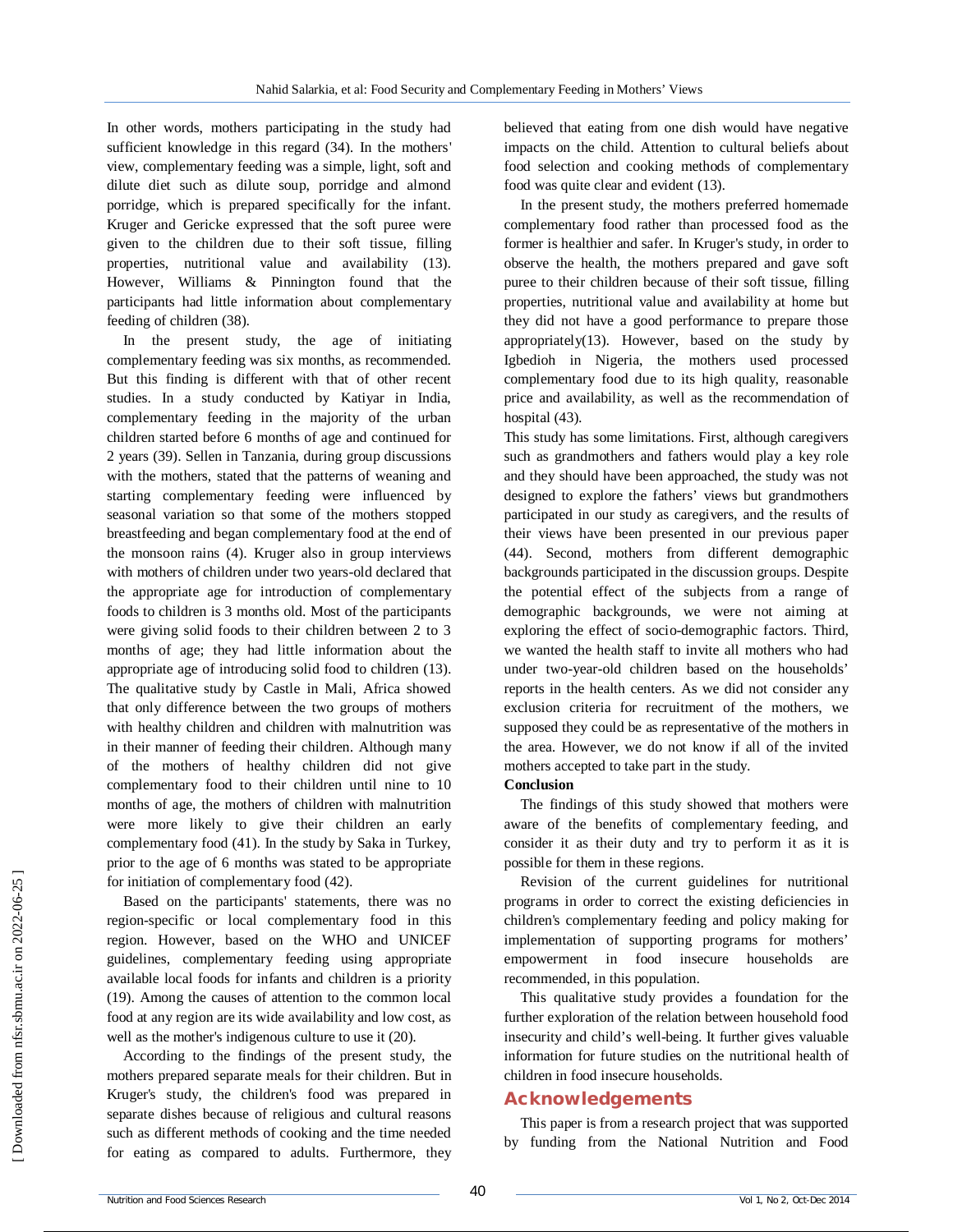In other words, mothers participating in the study had sufficient knowledge in this regard (34). In the mothers' view, complementary feeding was a simple, light, soft and dilute diet such as dilute soup, porridge and almond porridge, which is prepared specifically for the infant. Kruger and Gericke expressed that the soft puree were given to the children due to their soft tissue, filling properties, nutritional value and availability (13). However, Williams & Pinnington found that the participants had little information about complementary feeding of children (38).

In the present study, the age of initiating complementary feeding was six months, as recommended. But this finding is different with that of other recent studies. In a study conducted by Katiyar in India, complementary feeding in the majority of the urban children started before 6 months of age and continued for 2 years (39). Sellen in Tanzania, during group discussions with the mothers, stated that the patterns of weaning and starting complementary feeding were influenced by seasonal variation so that some of the mothers stopped breastfeeding and began complementary food at the end of the monsoon rains (4). Kruger also in group interviews with mothers of children under two years-old declared that the appropriate age for introduction of complementary foods to children is 3 months old. Most of the participants were giving solid foods to their children between 2 to 3 months of age; they had little information about the appropriate age of introducing solid food to children (13). The qualitative study by Castle in Mali, Africa showed that only difference between the two groups of mothers with healthy children and children with malnutrition was in their manner of feeding their children. Although many of the mothers of healthy children did not give complementary food to their children until nine to 10 months of age, the mothers of children with malnutrition were more likely to give their children an early complementary food (41). In the study by Saka in Turkey, prior to the age of 6 months was stated to be appropriate for initiation of complementary food (42).

Based on the participants' statements, there was no region-specific or local complementary food in this region. However, based on the WHO and UNICEF guidelines, complementary feeding using appropriate available local foods for infants and children is a priority (19). Among the causes of attention to the common local food at any region are its wide availability and low cost, as well as the mother's indigenous culture to use it (20).

According to the findings of the present study, the mothers prepared separate meals for their children. But in Kruger's study, the children's food was prepared in separate dishes because of religious and cultural reasons such as different methods of cooking and the time needed for eating as compared to adults. Furthermore, they believed that eating from one dish would have negative impacts on the child. Attention to cultural beliefs about food selection and cooking methods of complementary food was quite clear and evident (13).

In the present study, the mothers preferred homemade complementary food rather than processed food as the former is healthier and safer. In Kruger's study, in order to observe the health, the mothers prepared and gave soft puree to their children because of their soft tissue, filling properties, nutritional value and availability at home but they did not have a good performance to prepare those appropriately(13). However, based on the study by Igbedioh in Nigeria, the mothers used processed complementary food due to its high quality, reasonable price and availability, as well as the recommendation of hospital (43).

This study has some limitations. First, although caregivers such as grandmothers and fathers would play a key role and they should have been approached, the study was not designed to explore the fathers' views but grandmothers participated in our study as caregivers, and the results of their views have been presented in our previous paper (44). Second, mothers from different demographic backgrounds participated in the discussion groups. Despite the potential effect of the subjects from a range of demographic backgrounds, we were not aiming at exploring the effect of socio-demographic factors. Third, we wanted the health staff to invite all mothers who had under two-year-old children based on the households' reports in the health centers. As we did not consider any exclusion criteria for recruitment of the mothers, we supposed they could be as representative of the mothers in the area. However, we do not know if all of the invited mothers accepted to take part in the study.

**Conclusion**

The findings of this study showed that mothers were aware of the benefits of complementary feeding, and consider it as their duty and try to perform it as it is possible for them in these regions.

Revision of the current guidelines for nutritional programs in order to correct the existing deficiencies in children's complementary feeding and policy making for implementation of supporting programs for mothers' empowerment in food insecure households are recommended, in this population.

This qualitative study provides a foundation for the further exploration of the relation between household food insecurity and child's well-being. It further gives valuable information for future studies on the nutritional health of children in food insecure households.

## Acknowledgements

This paper is from a research project that was supported by funding from the National Nutrition and Food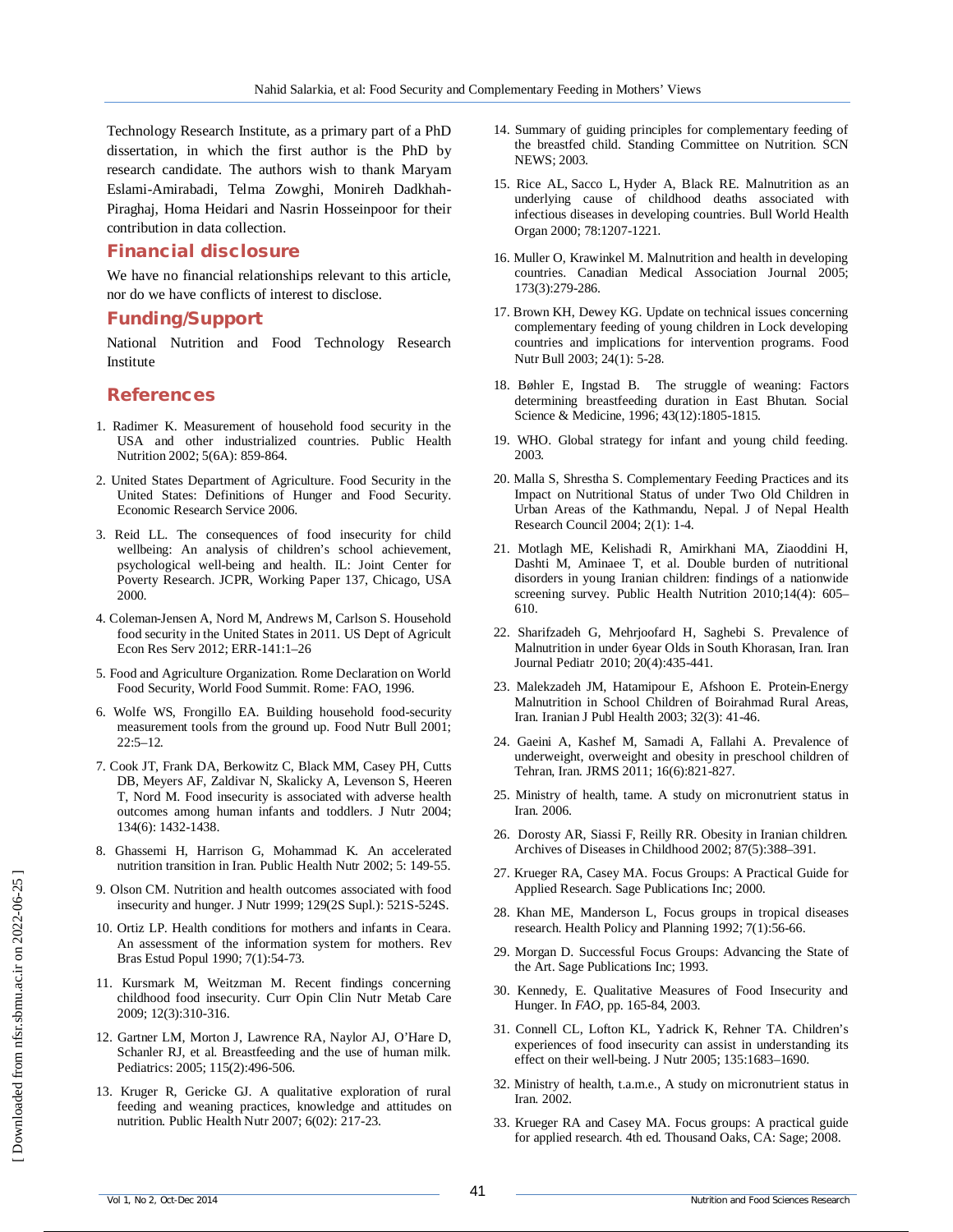Technology Research Institute, as a primary part of a PhD dissertation, in which the first author is the PhD by research candidate. The authors wish to thank Maryam Eslami-Amirabadi, Telma Zowghi, Monireh Dadkhah-Piraghaj, Homa Heidari and Nasrin Hosseinpoor for their contribution in data collection.

## Financial disclosure

We have no financial relationships relevant to this article, nor do we have conflicts of interest to disclose.

## Funding/Support

National Nutrition and Food Technology Research Institute

## References

1. Radimer K. Measurement of household food security in the USA and other industrialized countries. Public Health Nutrition 2002; 5(6A): 859-864.
2. United States Department of Agriculture. Food Security in the United States: Definitions of Hunger and Food Security. Economic Research Service 2006.
3. Reid LL. The consequences of food insecurity for child wellbeing: An analysis of children's school achievement, psychological well-being and health. IL: Joint Center for Poverty Research. JCPR, Working Paper 137, Chicago, USA 2000.
4. Coleman-Jensen A, Nord M, Andrews M, Carlson S. Household food security in the United States in 2011. US Dept of Agricult Econ Res Serv 2012; ERR-141:1–26
5. Food and Agriculture Organization. Rome Declaration on World Food Security, World Food Summit. Rome: FAO, 1996.
6. Wolfe WS, Frongillo EA. Building household food-security measurement tools from the ground up. Food Nutr Bull 2001; 22:5–12.
7. Cook JT, Frank DA, Berkowitz C, Black MM, Casey PH, Cutts DB, Meyers AF, Zaldivar N, Skalicky A, Levenson S, Heeren T, Nord M. Food insecurity is associated with adverse health outcomes among human infants and toddlers. J Nutr 2004; 134(6): 1432-1438.
8. Ghassemi H, Harrison G, Mohammad K. An accelerated nutrition transition in Iran. Public Health Nutr 2002; 5: 149-55.
9. Olson CM. Nutrition and health outcomes associated with food insecurity and hunger. J Nutr 1999; 129(2S Supl.): 521S-524S.
10. Ortiz LP. Health conditions for mothers and infants in Ceara. An assessment of the information system for mothers. Rev Bras Estud Popul 1990; 7(1):54-73.
11. Kursmark M, Weitzman M. Recent findings concerning childhood food insecurity. Curr Opin Clin Nutr Metab Care 2009; 12(3):310-316.
12. Gartner LM, Morton J, Lawrence RA, Naylor AJ, O'Hare D, Schanler RJ, et al. Breastfeeding and the use of human milk. Pediatrics: 2005; 115(2):496-506.
13. Kruger R, Gericke GJ. A qualitative exploration of rural feeding and weaning practices, knowledge and attitudes on nutrition. Public Health Nutr 2007; 6(02): 217-23.
14. Summary of guiding principles for complementary feeding of the breastfed child. Standing Committee on Nutrition. SCN NEWS; 2003.
15. Rice AL, Sacco L, Hyder A, Black RE. Malnutrition as an underlying cause of childhood deaths associated with infectious diseases in developing countries. Bull World Health Organ 2000; 78:1207-1221.
16. Muller O, Krawinkel M. Malnutrition and health in developing countries. Canadian Medical Association Journal 2005; 173(3):279-286.
17. Brown KH, Dewey KG. Update on technical issues concerning complementary feeding of young children in Lock developing countries and implications for intervention programs. Food Nutr Bull 2003; 24(1): 5-28.
18. Bøhler E, Ingstad B. The struggle of weaning: Factors determining breastfeeding duration in East Bhutan. Social Science & Medicine, 1996; 43(12):1805-1815.
19. WHO. Global strategy for infant and young child feeding. 2003.
20. Malla S, Shrestha S. Complementary Feeding Practices and its Impact on Nutritional Status of under Two Old Children in Urban Areas of the Kathmandu, Nepal. J of Nepal Health Research Council 2004; 2(1): 1-4.
21. Motlagh ME, Kelishadi R, Amirkhani MA, Ziaoddini H, Dashti M, Aminaee T, et al. Double burden of nutritional disorders in young Iranian children: findings of a nationwide screening survey. Public Health Nutrition 2010;14(4): 605–610.
22. Sharifzadeh G, Mehrjoofard H, Saghebi S. Prevalence of Malnutrition in under 6year Olds in South Khorasan, Iran. Iran Journal Pediatr 2010; 20(4):435-441.
23. Malekzadeh JM, Hatamipour E, Afshoon E. Protein-Energy Malnutrition in School Children of Boirahmad Rural Areas, Iran. Iranian J Publ Health 2003; 32(3): 41-46.
24. Gaeini A, Kashef M, Samadi A, Fallahi A. Prevalence of underweight, overweight and obesity in preschool children of Tehran, Iran. JRMS 2011; 16(6):821-827.
25. Ministry of health, tame. A study on micronutrient status in Iran. 2006.
26. Dorosty AR, Siassi F, Reilly RR. Obesity in Iranian children. Archives of Diseases in Childhood 2002; 87(5):388–391.
27. Krueger RA, Casey MA. Focus Groups: A Practical Guide for Applied Research. Sage Publications Inc; 2000.
28. Khan ME, Manderson L, Focus groups in tropical diseases research. Health Policy and Planning 1992; 7(1):56-66.
29. Morgan D. Successful Focus Groups: Advancing the State of the Art. Sage Publications Inc; 1993.
30. Kennedy, E. Qualitative Measures of Food Insecurity and Hunger. In *FAO*, pp. 165-84, 2003.
31. Connell CL, Lofton KL, Yadrick K, Rehner TA. Children's experiences of food insecurity can assist in understanding its effect on their well-being. J Nutr 2005; 135:1683–1690.
32. Ministry of health, t.a.m.e., A study on micronutrient status in Iran. 2002.
33. Krueger RA and Casey MA. Focus groups: A practical guide for applied research. 4th ed. Thousand Oaks, CA: Sage; 2008.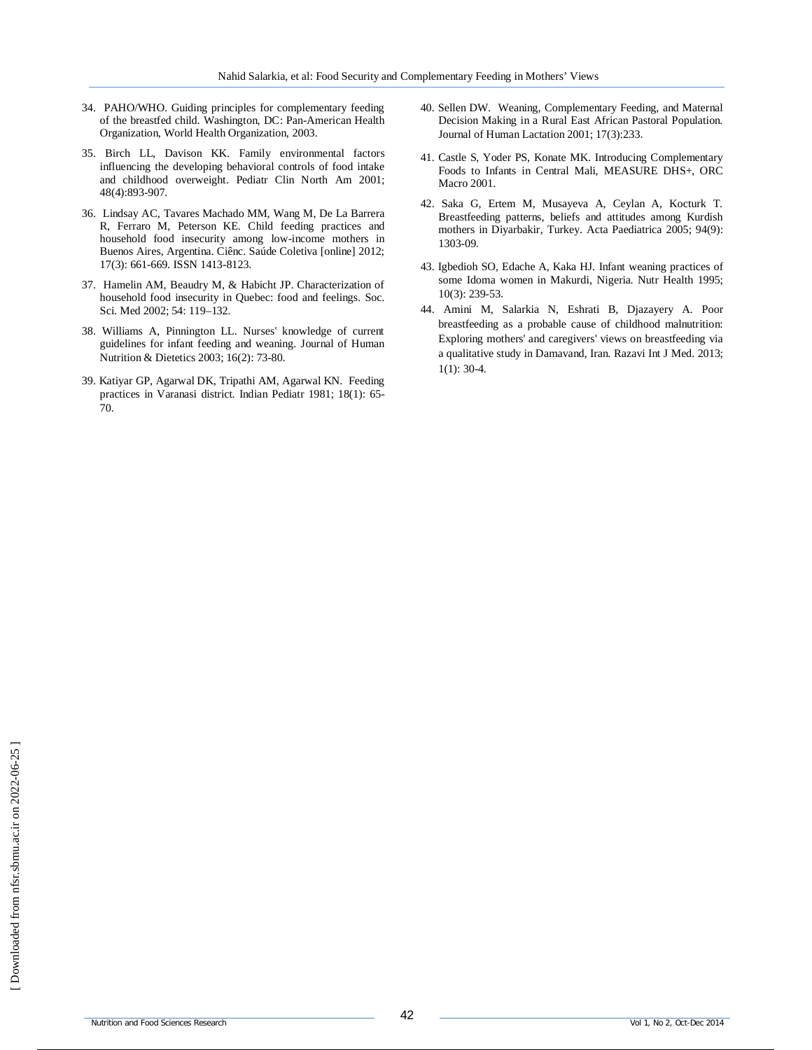34. PAHO/WHO. Guiding principles for complementary feeding of the breastfed child. Washington, DC: Pan-American Health Organization, World Health Organization, 2003.

35. Birch LL, Davison KK. Family environmental factors influencing the developing behavioral controls of food intake and childhood overweight. Pediatr Clin North Am 2001; 48(4):893-907.

36. Lindsay AC, Tavares Machado MM, Wang M, De La Barrera R, Ferraro M, Peterson KE. Child feeding practices and household food insecurity among low-income mothers in Buenos Aires, Argentina. Ciênc. Saúde Coletiva [online] 2012; 17(3): 661-669. ISSN 1413-8123.

37. Hamelin AM, Beaudry M, & Habicht JP. Characterization of household food insecurity in Quebec: food and feelings. Soc. Sci. Med 2002; 54: 119–132.

38. Williams A, Pinnington LL. Nurses' knowledge of current guidelines for infant feeding and weaning. Journal of Human Nutrition & Dietetics 2003; 16(2): 73-80.

39. Katiyar GP, Agarwal DK, Tripathi AM, Agarwal KN. Feeding practices in Varanasi district. Indian Pediatr 1981; 18(1): 65-70.

40. Sellen DW. Weaning, Complementary Feeding, and Maternal Decision Making in a Rural East African Pastoral Population. Journal of Human Lactation 2001; 17(3):233.

41. Castle S, Yoder PS, Konate MK. Introducing Complementary Foods to Infants in Central Mali, MEASURE DHS+, ORC Macro 2001.

42. Saka G, Ertem M, Musayeva A, Ceylan A, Kocturk T. Breastfeeding patterns, beliefs and attitudes among Kurdish mothers in Diyarbakir, Turkey. Acta Paediatrica 2005; 94(9): 1303-09.

43. Igbedioh SO, Edache A, Kaka HJ. Infant weaning practices of some Idoma women in Makurdi, Nigeria. Nutr Health 1995; 10(3): 239-53.

44. Amini M, Salarkia N, Eshrati B, Djazayery A. Poor breastfeeding as a probable cause of childhood malnutrition: Exploring mothers' and caregivers' views on breastfeeding via a qualitative study in Damavand, Iran. Razavi Int J Med. 2013; 1(1): 30-4.